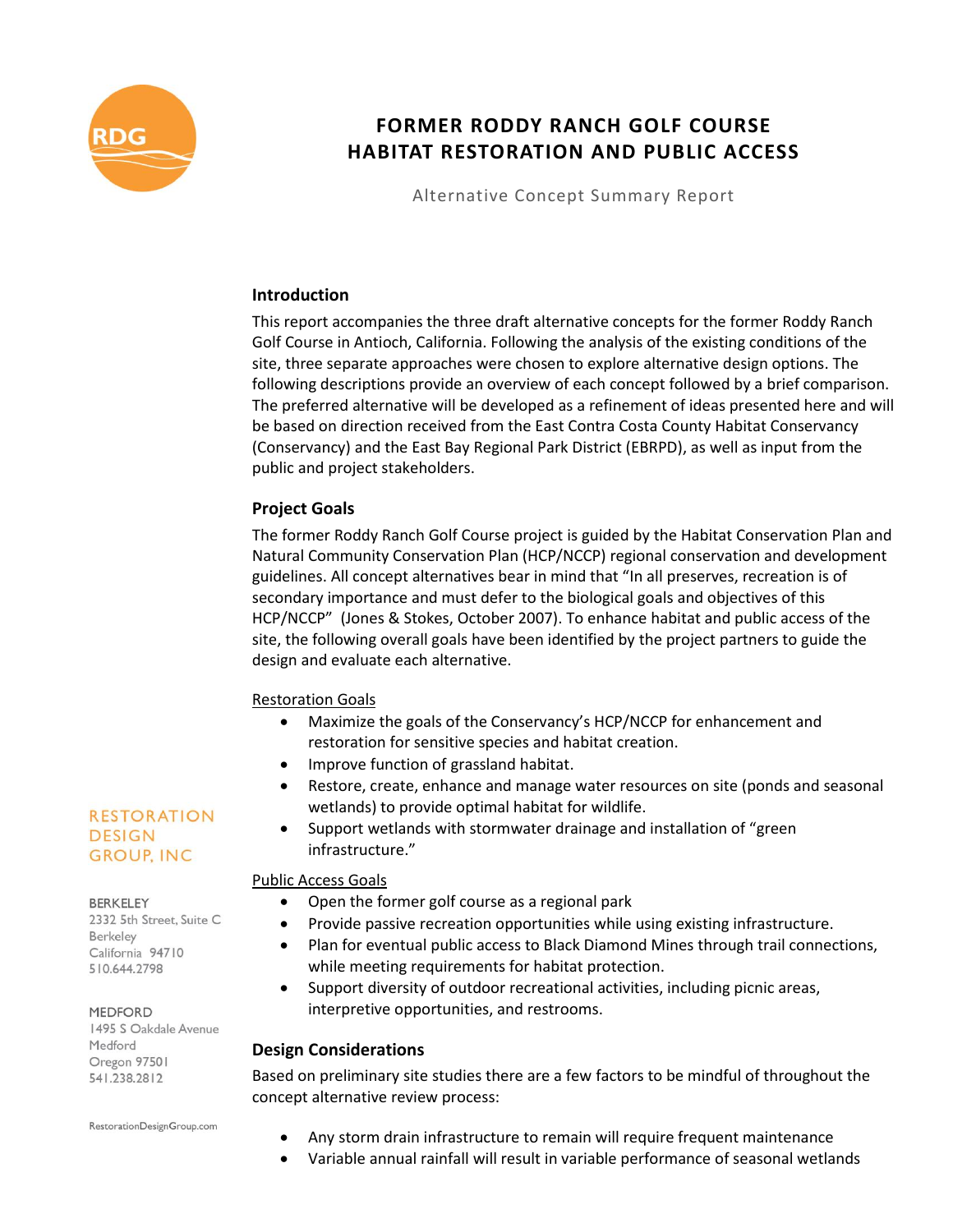# FORMER RODDY RANCH GOLF COURSE
# HABITAT RESTORATION AND PUBLIC ACCESS

Alternative Concept Summary Report

RESTORATION DESIGN GROUP, INC

BERKELEY
2332 5th Street, Suite C
Berkeley
California 94710
510.644.2798

MEDFORD
1495 S Oakdale Avenue
Medford
Oregon 97501
541.238.2812

RestorationDesignGroup.com

## Introduction

This report accompanies the three draft alternative concepts for the former Roddy Ranch Golf Course in Antioch, California. Following the analysis of the existing conditions of the site, three separate approaches were chosen to explore alternative design options. The following descriptions provide an overview of each concept followed by a brief comparison. The preferred alternative will be developed as a refinement of ideas presented here and will be based on direction received from the East Contra Costa County Habitat Conservancy (Conservancy) and the East Bay Regional Park District (EBRPD), as well as input from the public and project stakeholders.

## Project Goals

The former Roddy Ranch Golf Course project is guided by the Habitat Conservation Plan and Natural Community Conservation Plan (HCP/NCCP) regional conservation and development guidelines. All concept alternatives bear in mind that "In all preserves, recreation is of secondary importance and must defer to the biological goals and objectives of this HCP/NCCP" (Jones & Stokes, October 2007). To enhance habitat and public access of the site, the following overall goals have been identified by the project partners to guide the design and evaluate each alternative.

Restoration Goals

- Maximize the goals of the Conservancy's HCP/NCCP for enhancement and restoration for sensitive species and habitat creation.
- Improve function of grassland habitat.
- Restore, create, enhance and manage water resources on site (ponds and seasonal wetlands) to provide optimal habitat for wildlife.
- Support wetlands with stormwater drainage and installation of "green infrastructure."

Public Access Goals

- Open the former golf course as a regional park
- Provide passive recreation opportunities while using existing infrastructure.
- Plan for eventual public access to Black Diamond Mines through trail connections, while meeting requirements for habitat protection.
- Support diversity of outdoor recreational activities, including picnic areas, interpretive opportunities, and restrooms.

## Design Considerations

Based on preliminary site studies there are a few factors to be mindful of throughout the concept alternative review process:

- Any storm drain infrastructure to remain will require frequent maintenance
- Variable annual rainfall will result in variable performance of seasonal wetlands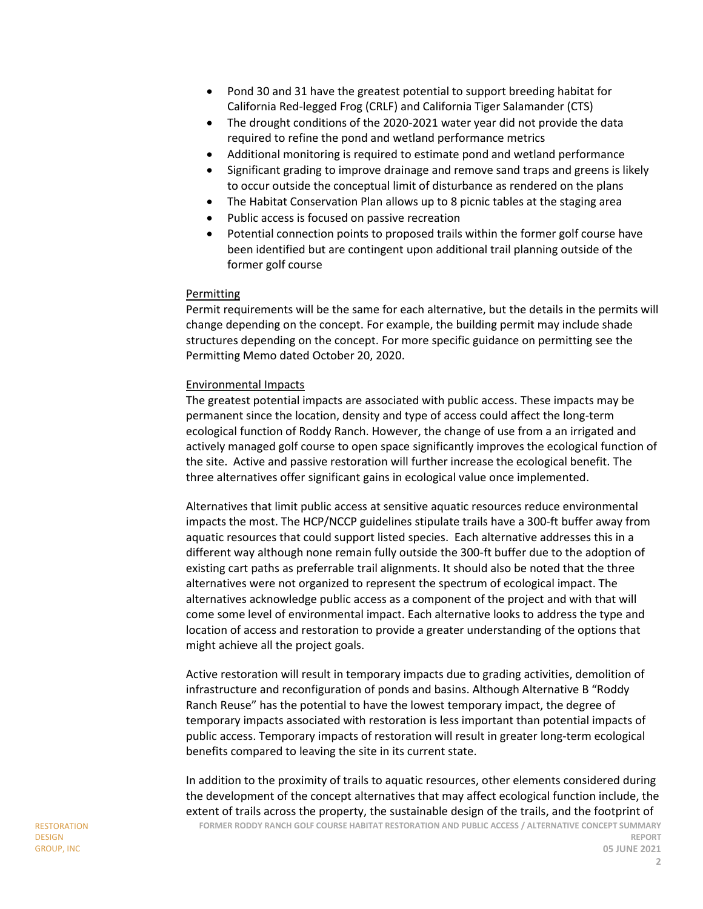- Pond 30 and 31 have the greatest potential to support breeding habitat for California Red-legged Frog (CRLF) and California Tiger Salamander (CTS)
- The drought conditions of the 2020-2021 water year did not provide the data required to refine the pond and wetland performance metrics
- Additional monitoring is required to estimate pond and wetland performance
- Significant grading to improve drainage and remove sand traps and greens is likely to occur outside the conceptual limit of disturbance as rendered on the plans
- The Habitat Conservation Plan allows up to 8 picnic tables at the staging area
- Public access is focused on passive recreation
- Potential connection points to proposed trails within the former golf course have been identified but are contingent upon additional trail planning outside of the former golf course

<u>Permitting</u>

Permit requirements will be the same for each alternative, but the details in the permits will change depending on the concept. For example, the building permit may include shade structures depending on the concept. For more specific guidance on permitting see the Permitting Memo dated October 20, 2020.

<u>Environmental Impacts</u>

The greatest potential impacts are associated with public access. These impacts may be permanent since the location, density and type of access could affect the long-term ecological function of Roddy Ranch. However, the change of use from a an irrigated and actively managed golf course to open space significantly improves the ecological function of the site. Active and passive restoration will further increase the ecological benefit. The three alternatives offer significant gains in ecological value once implemented.

Alternatives that limit public access at sensitive aquatic resources reduce environmental impacts the most. The HCP/NCCP guidelines stipulate trails have a 300-ft buffer away from aquatic resources that could support listed species. Each alternative addresses this in a different way although none remain fully outside the 300-ft buffer due to the adoption of existing cart paths as preferrable trail alignments. It should also be noted that the three alternatives were not organized to represent the spectrum of ecological impact. The alternatives acknowledge public access as a component of the project and with that will come some level of environmental impact. Each alternative looks to address the type and location of access and restoration to provide a greater understanding of the options that might achieve all the project goals.

Active restoration will result in temporary impacts due to grading activities, demolition of infrastructure and reconfiguration of ponds and basins. Although Alternative B "Roddy Ranch Reuse" has the potential to have the lowest temporary impact, the degree of temporary impacts associated with restoration is less important than potential impacts of public access. Temporary impacts of restoration will result in greater long-term ecological benefits compared to leaving the site in its current state.

In addition to the proximity of trails to aquatic resources, other elements considered during the development of the concept alternatives that may affect ecological function include, the extent of trails across the property, the sustainable design of the trails, and the footprint of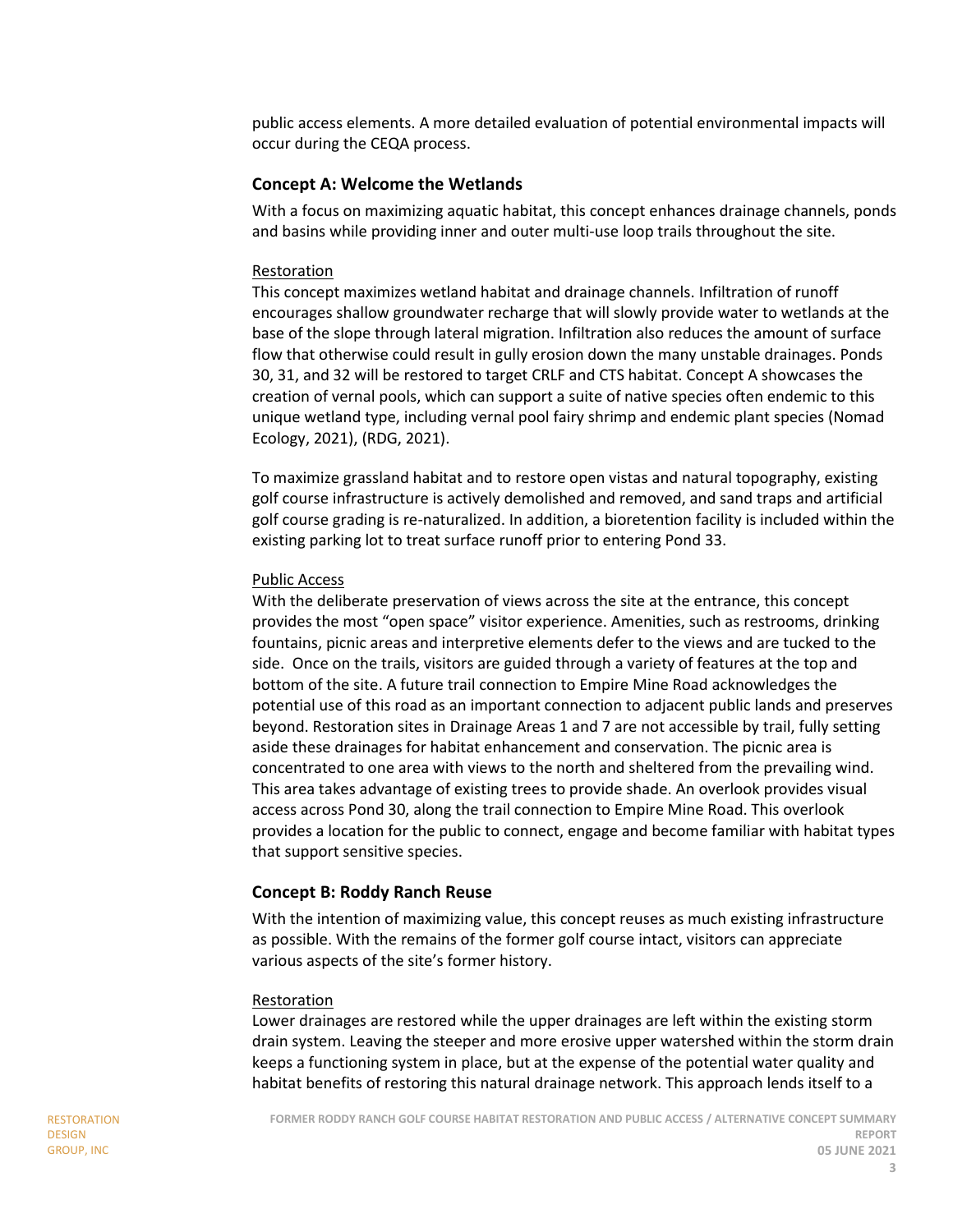public access elements. A more detailed evaluation of potential environmental impacts will occur during the CEQA process.

### Concept A: Welcome the Wetlands

With a focus on maximizing aquatic habitat, this concept enhances drainage channels, ponds and basins while providing inner and outer multi-use loop trails throughout the site.

<u>Restoration</u>

This concept maximizes wetland habitat and drainage channels. Infiltration of runoff encourages shallow groundwater recharge that will slowly provide water to wetlands at the base of the slope through lateral migration. Infiltration also reduces the amount of surface flow that otherwise could result in gully erosion down the many unstable drainages. Ponds 30, 31, and 32 will be restored to target CRLF and CTS habitat. Concept A showcases the creation of vernal pools, which can support a suite of native species often endemic to this unique wetland type, including vernal pool fairy shrimp and endemic plant species (Nomad Ecology, 2021), (RDG, 2021).

To maximize grassland habitat and to restore open vistas and natural topography, existing golf course infrastructure is actively demolished and removed, and sand traps and artificial golf course grading is re-naturalized. In addition, a bioretention facility is included within the existing parking lot to treat surface runoff prior to entering Pond 33.

<u>Public Access</u>

With the deliberate preservation of views across the site at the entrance, this concept provides the most "open space" visitor experience. Amenities, such as restrooms, drinking fountains, picnic areas and interpretive elements defer to the views and are tucked to the side. Once on the trails, visitors are guided through a variety of features at the top and bottom of the site. A future trail connection to Empire Mine Road acknowledges the potential use of this road as an important connection to adjacent public lands and preserves beyond. Restoration sites in Drainage Areas 1 and 7 are not accessible by trail, fully setting aside these drainages for habitat enhancement and conservation. The picnic area is concentrated to one area with views to the north and sheltered from the prevailing wind. This area takes advantage of existing trees to provide shade. An overlook provides visual access across Pond 30, along the trail connection to Empire Mine Road. This overlook provides a location for the public to connect, engage and become familiar with habitat types that support sensitive species.

### Concept B: Roddy Ranch Reuse

With the intention of maximizing value, this concept reuses as much existing infrastructure as possible. With the remains of the former golf course intact, visitors can appreciate various aspects of the site's former history.

<u>Restoration</u>

Lower drainages are restored while the upper drainages are left within the existing storm drain system. Leaving the steeper and more erosive upper watershed within the storm drain keeps a functioning system in place, but at the expense of the potential water quality and habitat benefits of restoring this natural drainage network. This approach lends itself to a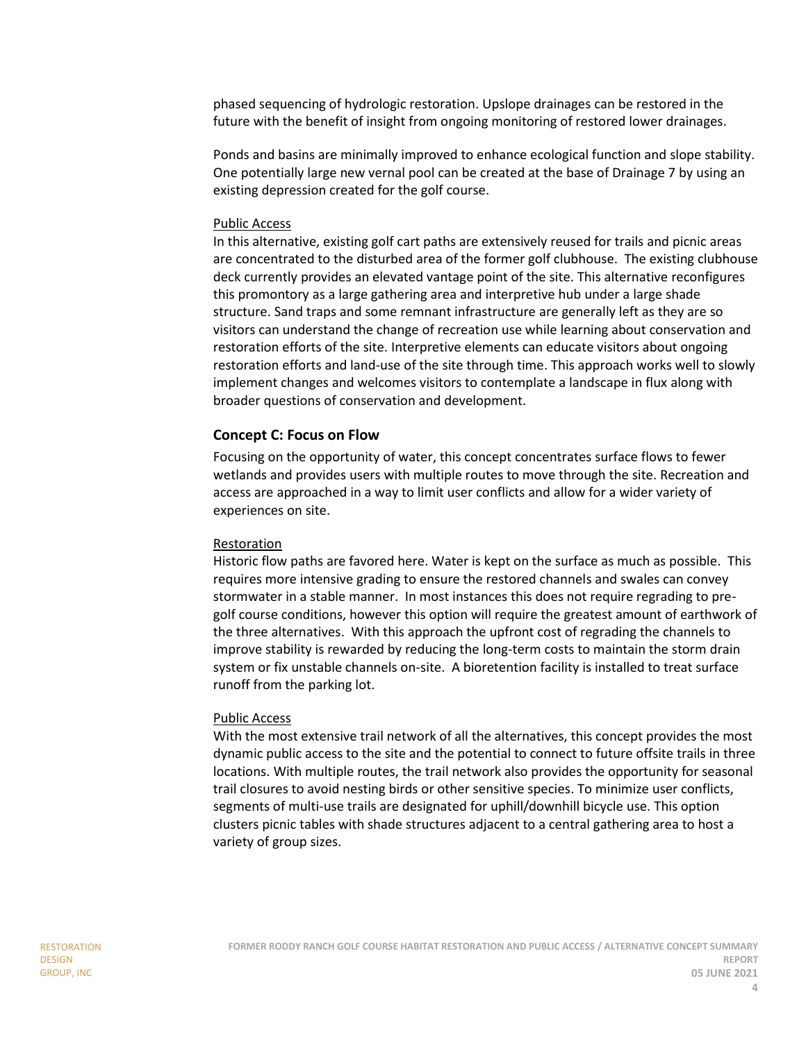phased sequencing of hydrologic restoration. Upslope drainages can be restored in the future with the benefit of insight from ongoing monitoring of restored lower drainages.

Ponds and basins are minimally improved to enhance ecological function and slope stability. One potentially large new vernal pool can be created at the base of Drainage 7 by using an existing depression created for the golf course.

Public Access

In this alternative, existing golf cart paths are extensively reused for trails and picnic areas are concentrated to the disturbed area of the former golf clubhouse. The existing clubhouse deck currently provides an elevated vantage point of the site. This alternative reconfigures this promontory as a large gathering area and interpretive hub under a large shade structure. Sand traps and some remnant infrastructure are generally left as they are so visitors can understand the change of recreation use while learning about conservation and restoration efforts of the site. Interpretive elements can educate visitors about ongoing restoration efforts and land-use of the site through time. This approach works well to slowly implement changes and welcomes visitors to contemplate a landscape in flux along with broader questions of conservation and development.

### Concept C: Focus on Flow

Focusing on the opportunity of water, this concept concentrates surface flows to fewer wetlands and provides users with multiple routes to move through the site. Recreation and access are approached in a way to limit user conflicts and allow for a wider variety of experiences on site.

Restoration

Historic flow paths are favored here. Water is kept on the surface as much as possible. This requires more intensive grading to ensure the restored channels and swales can convey stormwater in a stable manner. In most instances this does not require regrading to pre-golf course conditions, however this option will require the greatest amount of earthwork of the three alternatives. With this approach the upfront cost of regrading the channels to improve stability is rewarded by reducing the long-term costs to maintain the storm drain system or fix unstable channels on-site. A bioretention facility is installed to treat surface runoff from the parking lot.

Public Access

With the most extensive trail network of all the alternatives, this concept provides the most dynamic public access to the site and the potential to connect to future offsite trails in three locations. With multiple routes, the trail network also provides the opportunity for seasonal trail closures to avoid nesting birds or other sensitive species. To minimize user conflicts, segments of multi-use trails are designated for uphill/downhill bicycle use. This option clusters picnic tables with shade structures adjacent to a central gathering area to host a variety of group sizes.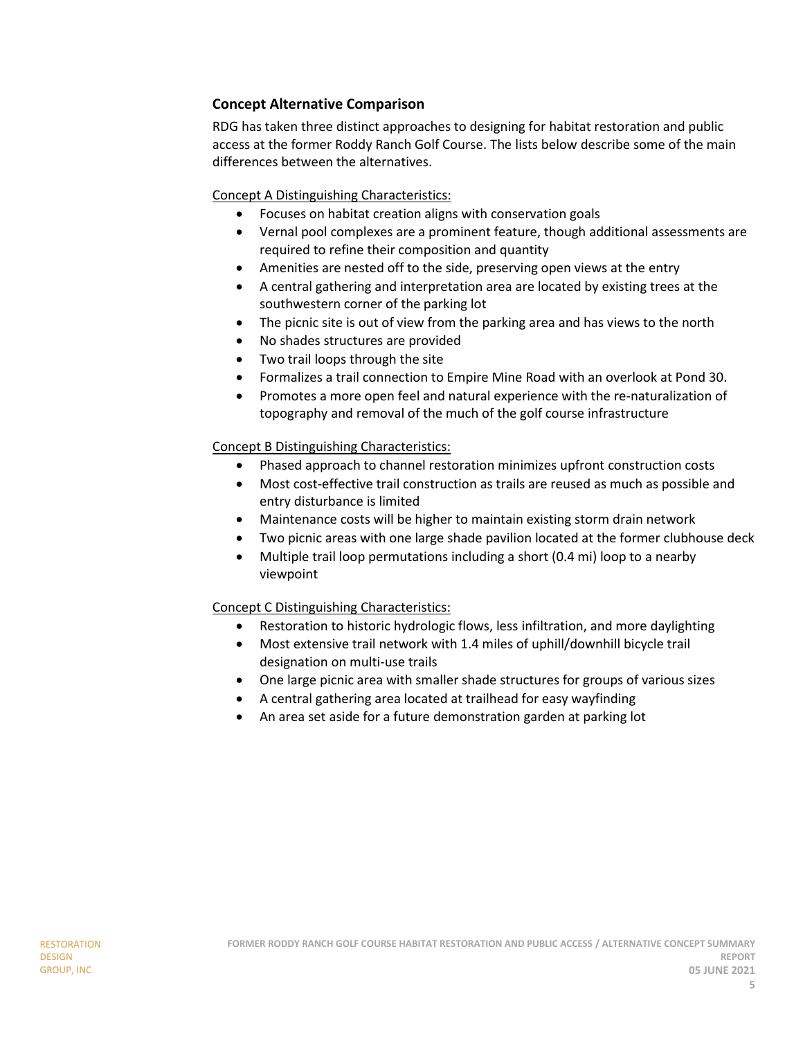## Concept Alternative Comparison

RDG has taken three distinct approaches to designing for habitat restoration and public access at the former Roddy Ranch Golf Course. The lists below describe some of the main differences between the alternatives.

Concept A Distinguishing Characteristics:

- Focuses on habitat creation aligns with conservation goals
- Vernal pool complexes are a prominent feature, though additional assessments are required to refine their composition and quantity
- Amenities are nested off to the side, preserving open views at the entry
- A central gathering and interpretation area are located by existing trees at the southwestern corner of the parking lot
- The picnic site is out of view from the parking area and has views to the north
- No shades structures are provided
- Two trail loops through the site
- Formalizes a trail connection to Empire Mine Road with an overlook at Pond 30.
- Promotes a more open feel and natural experience with the re-naturalization of topography and removal of the much of the golf course infrastructure

Concept B Distinguishing Characteristics:

- Phased approach to channel restoration minimizes upfront construction costs
- Most cost-effective trail construction as trails are reused as much as possible and entry disturbance is limited
- Maintenance costs will be higher to maintain existing storm drain network
- Two picnic areas with one large shade pavilion located at the former clubhouse deck
- Multiple trail loop permutations including a short (0.4 mi) loop to a nearby viewpoint

Concept C Distinguishing Characteristics:

- Restoration to historic hydrologic flows, less infiltration, and more daylighting
- Most extensive trail network with 1.4 miles of uphill/downhill bicycle trail designation on multi-use trails
- One large picnic area with smaller shade structures for groups of various sizes
- A central gathering area located at trailhead for easy wayfinding
- An area set aside for a future demonstration garden at parking lot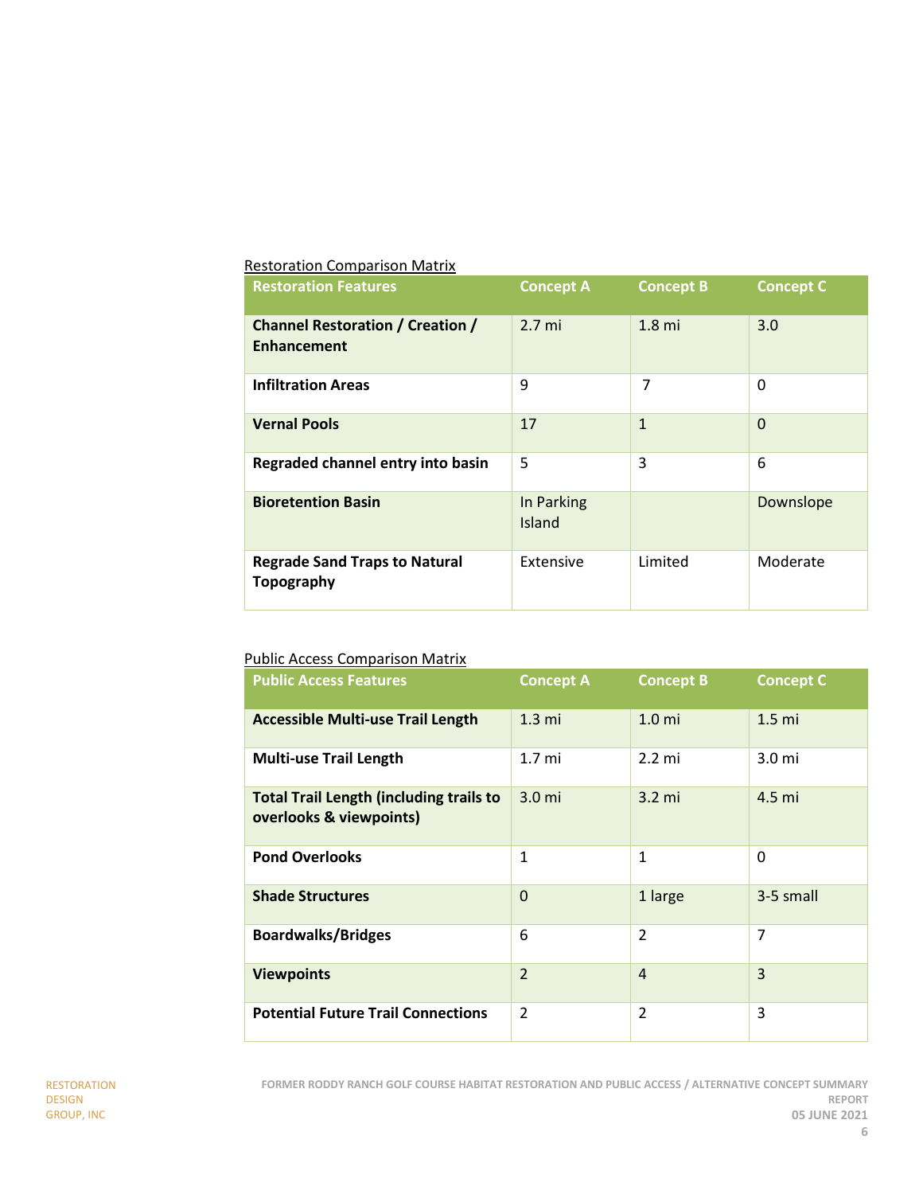Restoration Comparison Matrix

| Restoration Features | Concept A | Concept B | Concept C |
|---|---|---|---|
| **Channel Restoration / Creation / Enhancement** | 2.7 mi | 1.8 mi | 3.0 |
| **Infiltration Areas** | 9 | 7 | 0 |
| **Vernal Pools** | 17 | 1 | 0 |
| **Regraded channel entry into basin** | 5 | 3 | 6 |
| **Bioretention Basin** | In Parking Island | | Downslope |
| **Regrade Sand Traps to Natural Topography** | Extensive | Limited | Moderate |

Public Access Comparison Matrix

| Public Access Features | Concept A | Concept B | Concept C |
|---|---|---|---|
| **Accessible Multi-use Trail Length** | 1.3 mi | 1.0 mi | 1.5 mi |
| **Multi-use Trail Length** | 1.7 mi | 2.2 mi | 3.0 mi |
| **Total Trail Length (including trails to overlooks & viewpoints)** | 3.0 mi | 3.2 mi | 4.5 mi |
| **Pond Overlooks** | 1 | 1 | 0 |
| **Shade Structures** | 0 | 1 large | 3-5 small |
| **Boardwalks/Bridges** | 6 | 2 | 7 |
| **Viewpoints** | 2 | 4 | 3 |
| **Potential Future Trail Connections** | 2 | 2 | 3 |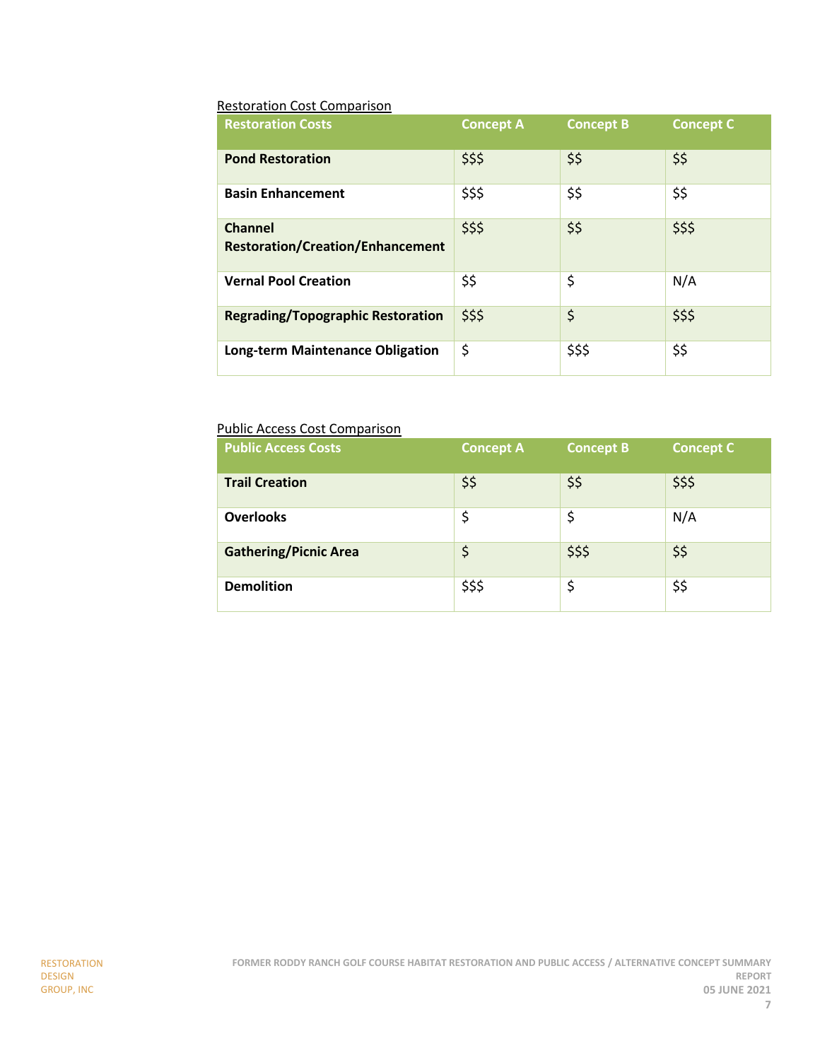<u>Restoration Cost Comparison</u>

| Restoration Costs | Concept A | Concept B | Concept C |
|---|---|---|---|
| **Pond Restoration** | $$$ | $$ | $$ |
| **Basin Enhancement** | $$$ | $$ | $$ |
| **Channel Restoration/Creation/Enhancement** | $$$ | $$ | $$$ |
| **Vernal Pool Creation** | $$ | $ | N/A |
| **Regrading/Topographic Restoration** | $$$ | $ | $$$ |
| **Long-term Maintenance Obligation** | $ | $$$ | $$ |

<u>Public Access Cost Comparison</u>

| Public Access Costs | Concept A | Concept B | Concept C |
|---|---|---|---|
| **Trail Creation** | $$ | $$ | $$$ |
| **Overlooks** | $ | $ | N/A |
| **Gathering/Picnic Area** | $ | $$$ | $$ |
| **Demolition** | $$$ | $ | $$ |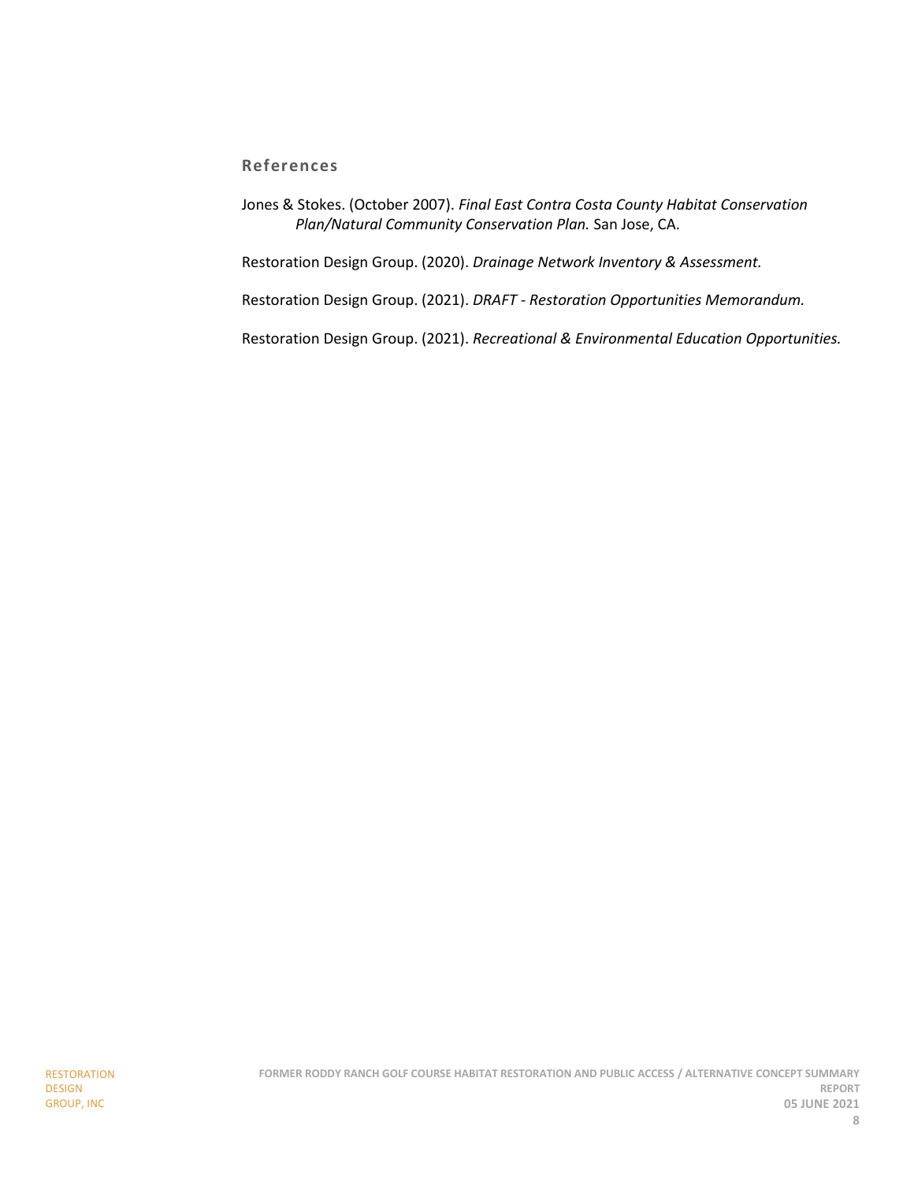## References

Jones & Stokes. (October 2007). *Final East Contra Costa County Habitat Conservation Plan/Natural Community Conservation Plan.* San Jose, CA.

Restoration Design Group. (2020). *Drainage Network Inventory & Assessment.*

Restoration Design Group. (2021). *DRAFT - Restoration Opportunities Memorandum.*

Restoration Design Group. (2021). *Recreational & Environmental Education Opportunities.*